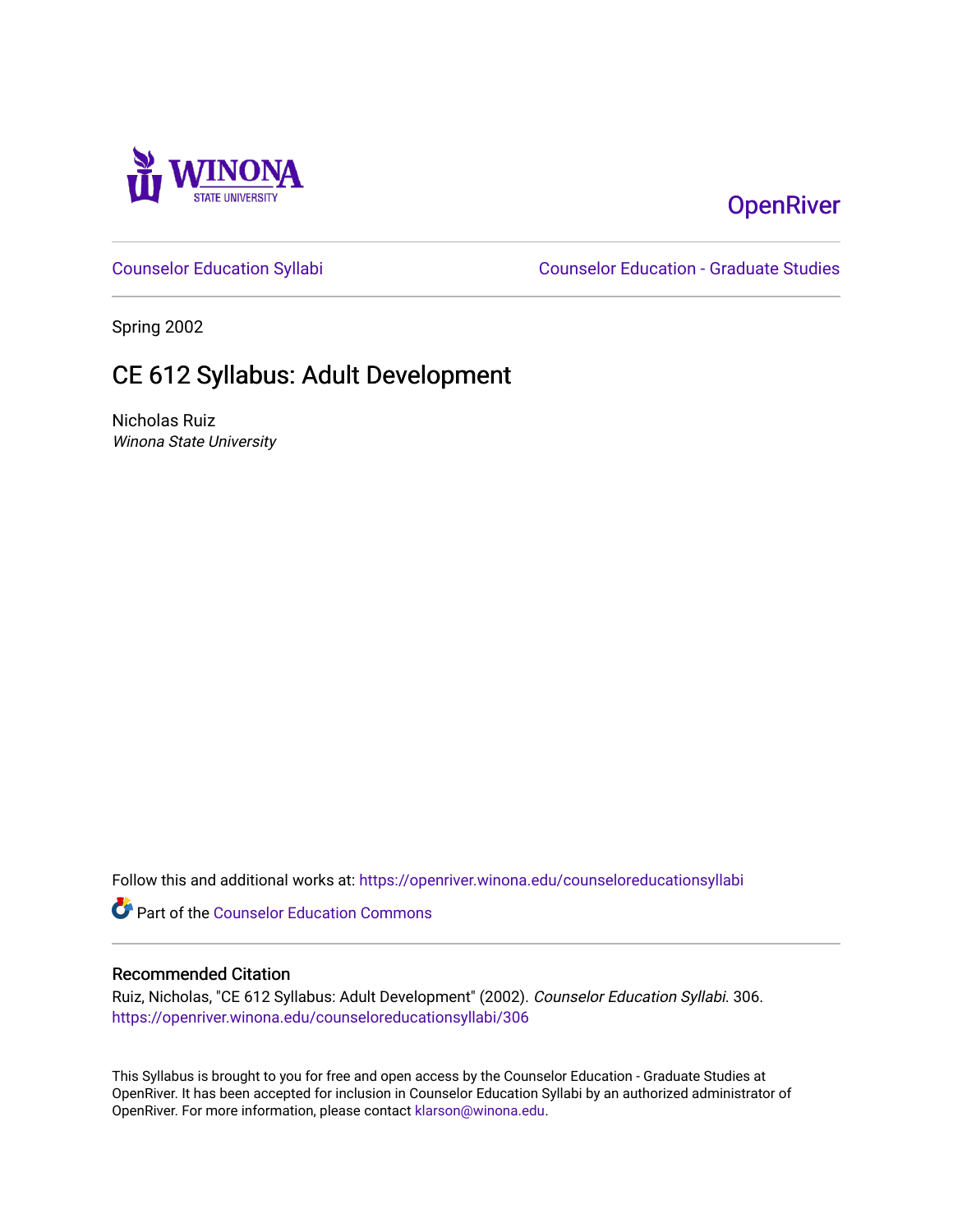OpenRiver

Counselor Education Syllabi

Counselor Education - Graduate Studies

Spring 2002

# CE 612 Syllabus: Adult Development

Nicholas Ruiz
*Winona State University*

Follow this and additional works at: https://openriver.winona.edu/counseloreducationsyllabi

Part of the Counselor Education Commons

## Recommended Citation

Ruiz, Nicholas, "CE 612 Syllabus: Adult Development" (2002). *Counselor Education Syllabi*. 306.
https://openriver.winona.edu/counseloreducationsyllabi/306

This Syllabus is brought to you for free and open access by the Counselor Education - Graduate Studies at OpenRiver. It has been accepted for inclusion in Counselor Education Syllabi by an authorized administrator of OpenRiver. For more information, please contact klarson@winona.edu.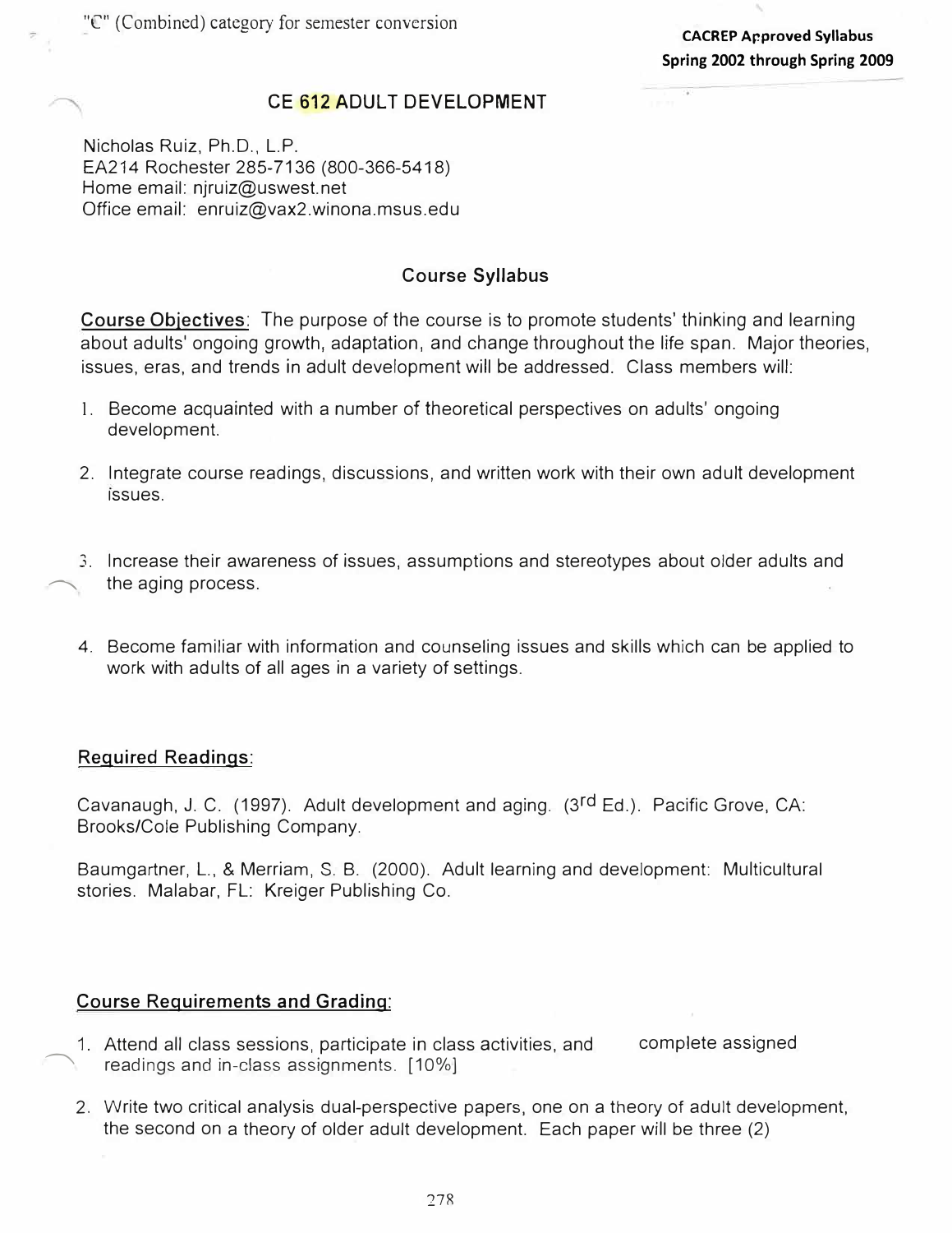"C" (Combined) category for semester conversion

**CACREP Approved Syllabus**
**Spring 2002 through Spring 2009**

## CE 612 ADULT DEVELOPMENT

Nicholas Ruiz, Ph.D., L.P.
EA214 Rochester 285-7136 (800-366-5418)
Home email: njruiz@uswest.net
Office email: enruiz@vax2.winona.msus.edu

### Course Syllabus

**Course Objectives**: The purpose of the course is to promote students' thinking and learning about adults' ongoing growth, adaptation, and change throughout the life span. Major theories, issues, eras, and trends in adult development will be addressed. Class members will:

1. Become acquainted with a number of theoretical perspectives on adults' ongoing development.
2. Integrate course readings, discussions, and written work with their own adult development issues.
3. Increase their awareness of issues, assumptions and stereotypes about older adults and the aging process.
4. Become familiar with information and counseling issues and skills which can be applied to work with adults of all ages in a variety of settings.

**Required Readings**:

Cavanaugh, J. C. (1997). Adult development and aging. (3rd Ed.). Pacific Grove, CA: Brooks/Cole Publishing Company.

Baumgartner, L., & Merriam, S. B. (2000). Adult learning and development: Multicultural stories. Malabar, FL: Kreiger Publishing Co.

**Course Requirements and Grading**:

1. Attend all class sessions, participate in class activities, and complete assigned readings and in-class assignments. [10%]
2. Write two critical analysis dual-perspective papers, one on a theory of adult development, the second on a theory of older adult development. Each paper will be three (2)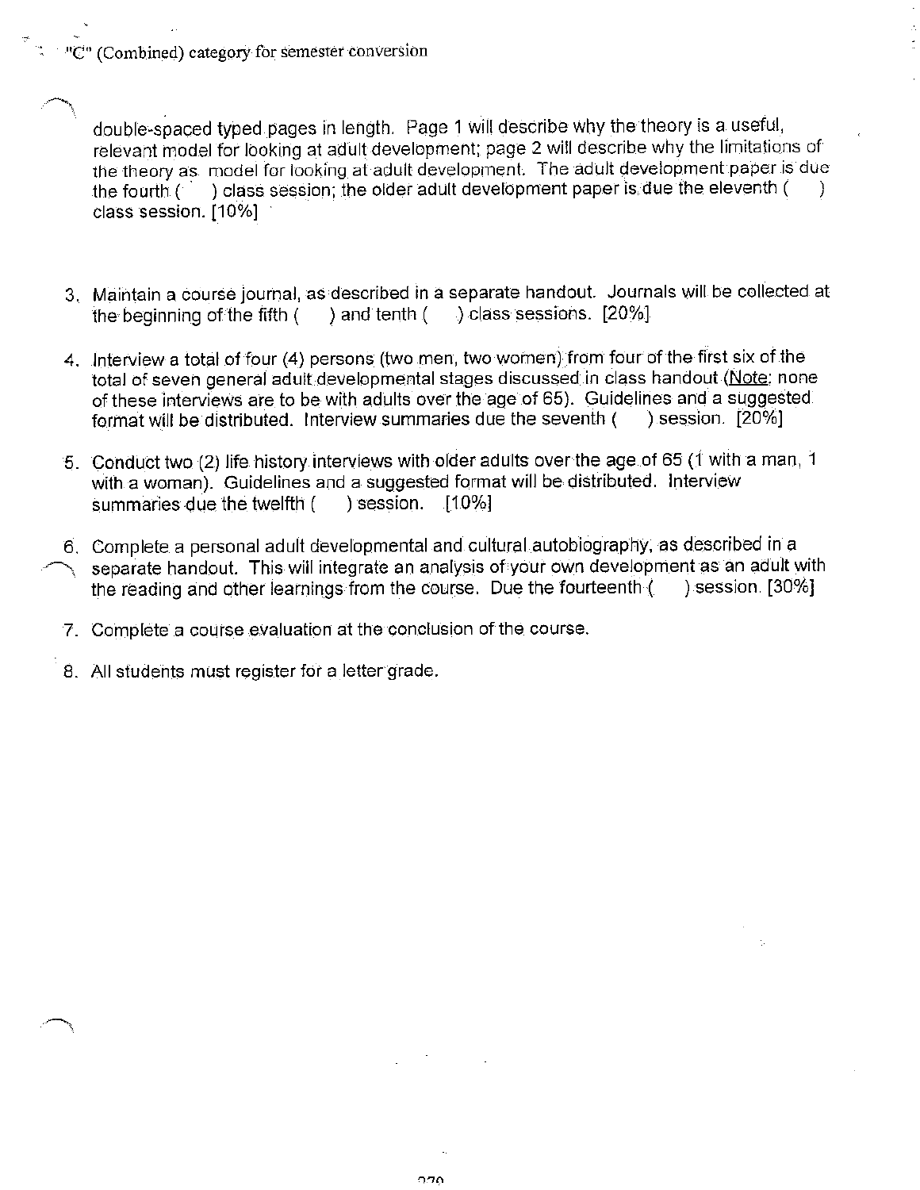"C" (Combined) category for semester conversion

double-spaced typed pages in length. Page 1 will describe why the theory is a useful, relevant model for looking at adult development; page 2 will describe why the limitations of the theory as model for looking at adult development. The adult development paper is due the fourth (   ) class session; the older adult development paper is due the eleventh (   ) class session. [10%]

3. Maintain a course journal, as described in a separate handout. Journals will be collected at the beginning of the fifth (   ) and tenth (   ) class sessions. [20%]

4. Interview a total of four (4) persons (two men, two women) from four of the first six of the total of seven general adult developmental stages discussed in class handout (Note: none of these interviews are to be with adults over the age of 65). Guidelines and a suggested format will be distributed. Interview summaries due the seventh (   ) session. [20%]

5. Conduct two (2) life history interviews with older adults over the age of 65 (1 with a man, 1 with a woman). Guidelines and a suggested format will be distributed. Interview summaries due the twelfth (   ) session. [10%]

6. Complete a personal adult developmental and cultural autobiography, as described in a separate handout. This will integrate an analysis of your own development as an adult with the reading and other learnings from the course. Due the fourteenth (   ) session. [30%]

7. Complete a course evaluation at the conclusion of the course.

8. All students must register for a letter grade.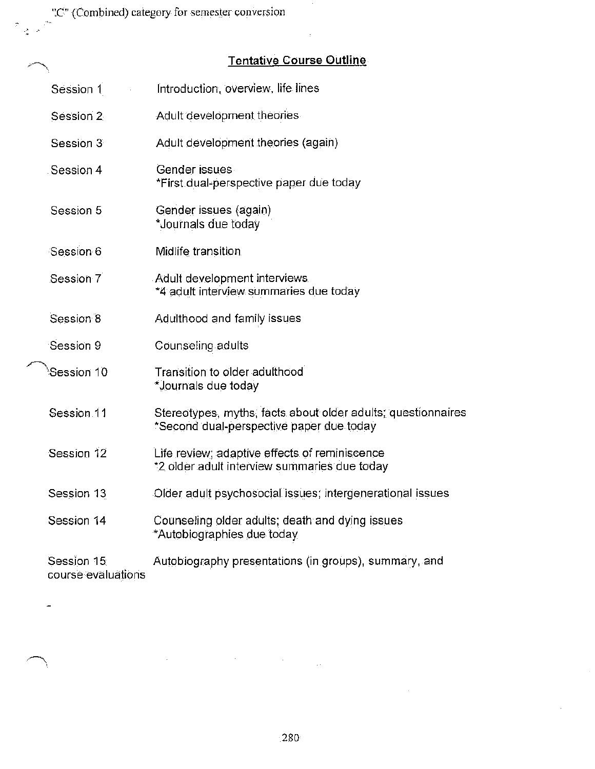"C" (Combined) category for semester conversion

## Tentative Course Outline

| | |
|---|---|
| Session 1 | Introduction, overview, life lines |
| Session 2 | Adult development theories |
| Session 3 | Adult development theories (again) |
| Session 4 | Gender issues<br>*First dual-perspective paper due today |
| Session 5 | Gender issues (again)<br>*Journals due today |
| Session 6 | Midlife transition |
| Session 7 | Adult development interviews<br>*4 adult interview summaries due today |
| Session 8 | Adulthood and family issues |
| Session 9 | Counseling adults |
| Session 10 | Transition to older adulthood<br>*Journals due today |
| Session 11 | Stereotypes, myths, facts about older adults; questionnaires<br>*Second dual-perspective paper due today |
| Session 12 | Life review; adaptive effects of reminiscence<br>*2 older adult interview summaries due today |
| Session 13 | Older adult psychosocial issues; intergenerational issues |
| Session 14 | Counseling older adults; death and dying issues<br>*Autobiographies due today |
| Session 15 | Autobiography presentations (in groups), summary, and course evaluations |